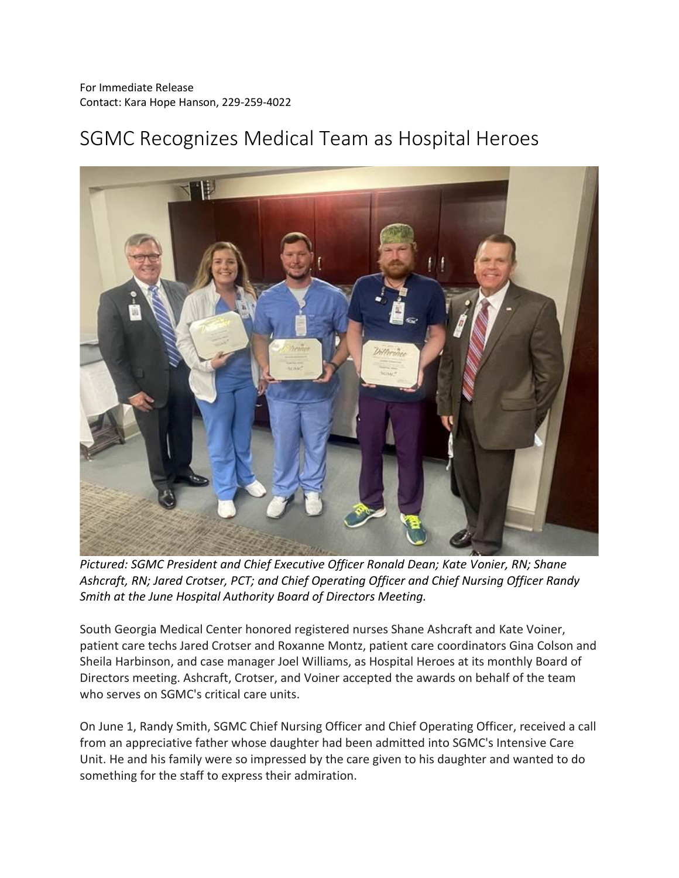For Immediate Release
Contact: Kara Hope Hanson, 229-259-4022

# SGMC Recognizes Medical Team as Hospital Heroes

*Pictured: SGMC President and Chief Executive Officer Ronald Dean; Kate Vonier, RN; Shane Ashcraft, RN; Jared Crotser, PCT; and Chief Operating Officer and Chief Nursing Officer Randy Smith at the June Hospital Authority Board of Directors Meeting.*

South Georgia Medical Center honored registered nurses Shane Ashcraft and Kate Voiner, patient care techs Jared Crotser and Roxanne Montz, patient care coordinators Gina Colson and Sheila Harbinson, and case manager Joel Williams, as Hospital Heroes at its monthly Board of Directors meeting. Ashcraft, Crotser, and Voiner accepted the awards on behalf of the team who serves on SGMC's critical care units.

On June 1, Randy Smith, SGMC Chief Nursing Officer and Chief Operating Officer, received a call from an appreciative father whose daughter had been admitted into SGMC's Intensive Care Unit. He and his family were so impressed by the care given to his daughter and wanted to do something for the staff to express their admiration.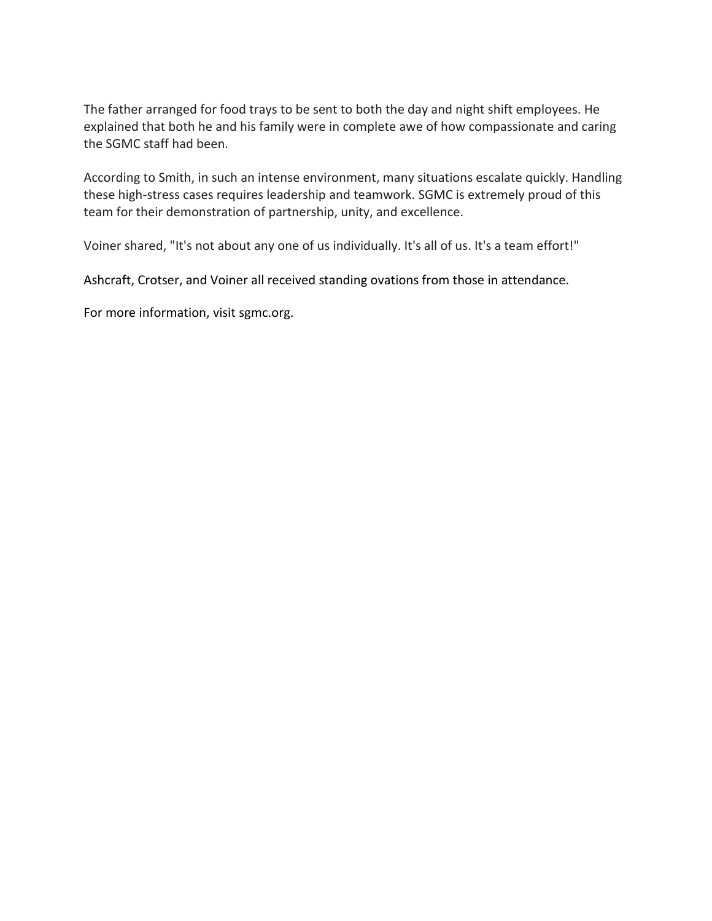The father arranged for food trays to be sent to both the day and night shift employees. He explained that both he and his family were in complete awe of how compassionate and caring the SGMC staff had been.

According to Smith, in such an intense environment, many situations escalate quickly. Handling these high-stress cases requires leadership and teamwork. SGMC is extremely proud of this team for their demonstration of partnership, unity, and excellence.

Voiner shared, "It's not about any one of us individually. It's all of us. It's a team effort!"

Ashcraft, Crotser, and Voiner all received standing ovations from those in attendance.

For more information, visit sgmc.org.